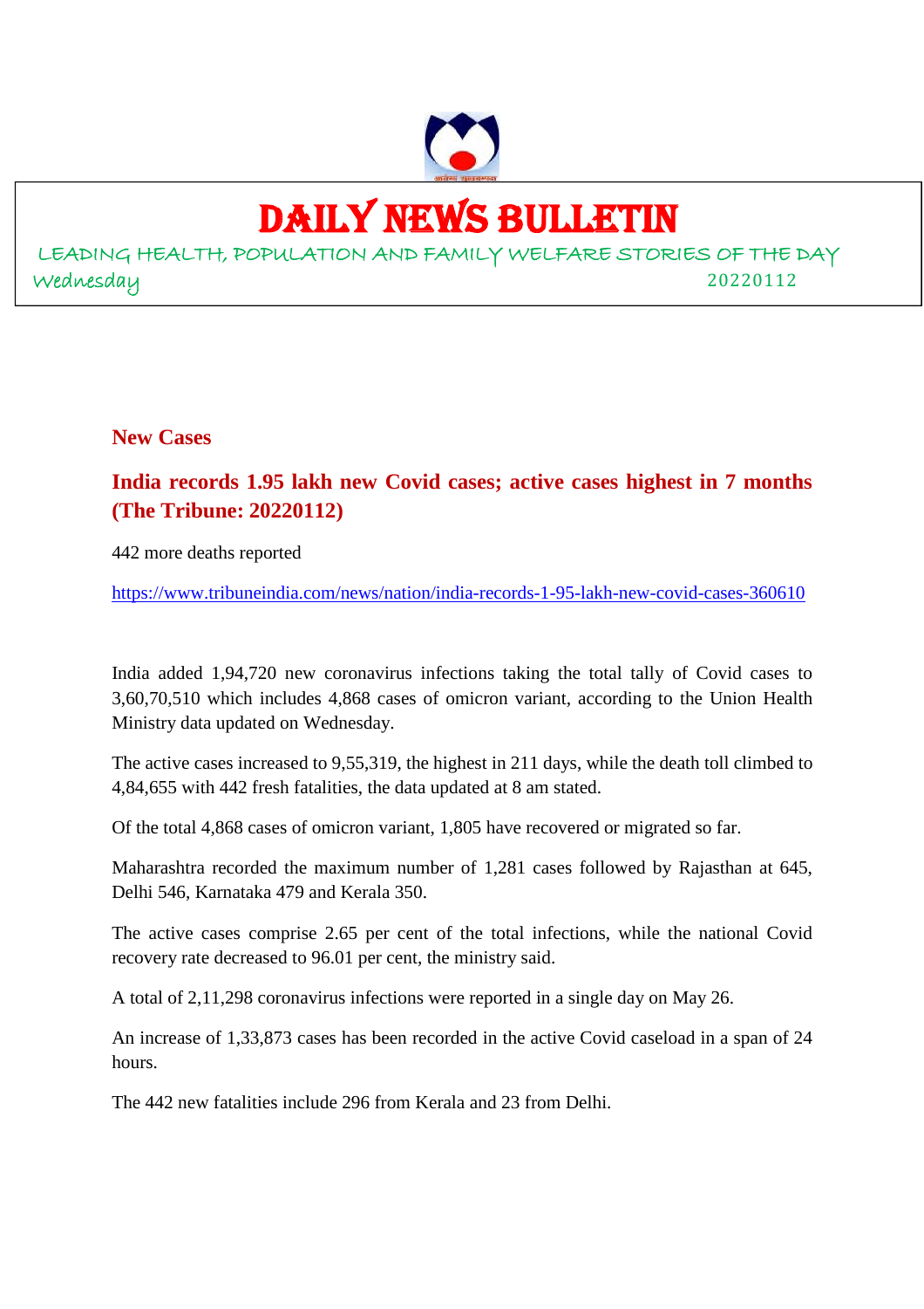# DAILY NEWS BULLETIN

LEADING HEALTH, POPULATION AND FAMILY WELFARE STORIES OF THE DAY

Wednesday 20220112

## New Cases

### India records 1.95 lakh new Covid cases; active cases highest in 7 months (The Tribune: 20220112)

442 more deaths reported

https://www.tribuneindia.com/news/nation/india-records-1-95-lakh-new-covid-cases-360610

India added 1,94,720 new coronavirus infections taking the total tally of Covid cases to 3,60,70,510 which includes 4,868 cases of omicron variant, according to the Union Health Ministry data updated on Wednesday.

The active cases increased to 9,55,319, the highest in 211 days, while the death toll climbed to 4,84,655 with 442 fresh fatalities, the data updated at 8 am stated.

Of the total 4,868 cases of omicron variant, 1,805 have recovered or migrated so far.

Maharashtra recorded the maximum number of 1,281 cases followed by Rajasthan at 645, Delhi 546, Karnataka 479 and Kerala 350.

The active cases comprise 2.65 per cent of the total infections, while the national Covid recovery rate decreased to 96.01 per cent, the ministry said.

A total of 2,11,298 coronavirus infections were reported in a single day on May 26.

An increase of 1,33,873 cases has been recorded in the active Covid caseload in a span of 24 hours.

The 442 new fatalities include 296 from Kerala and 23 from Delhi.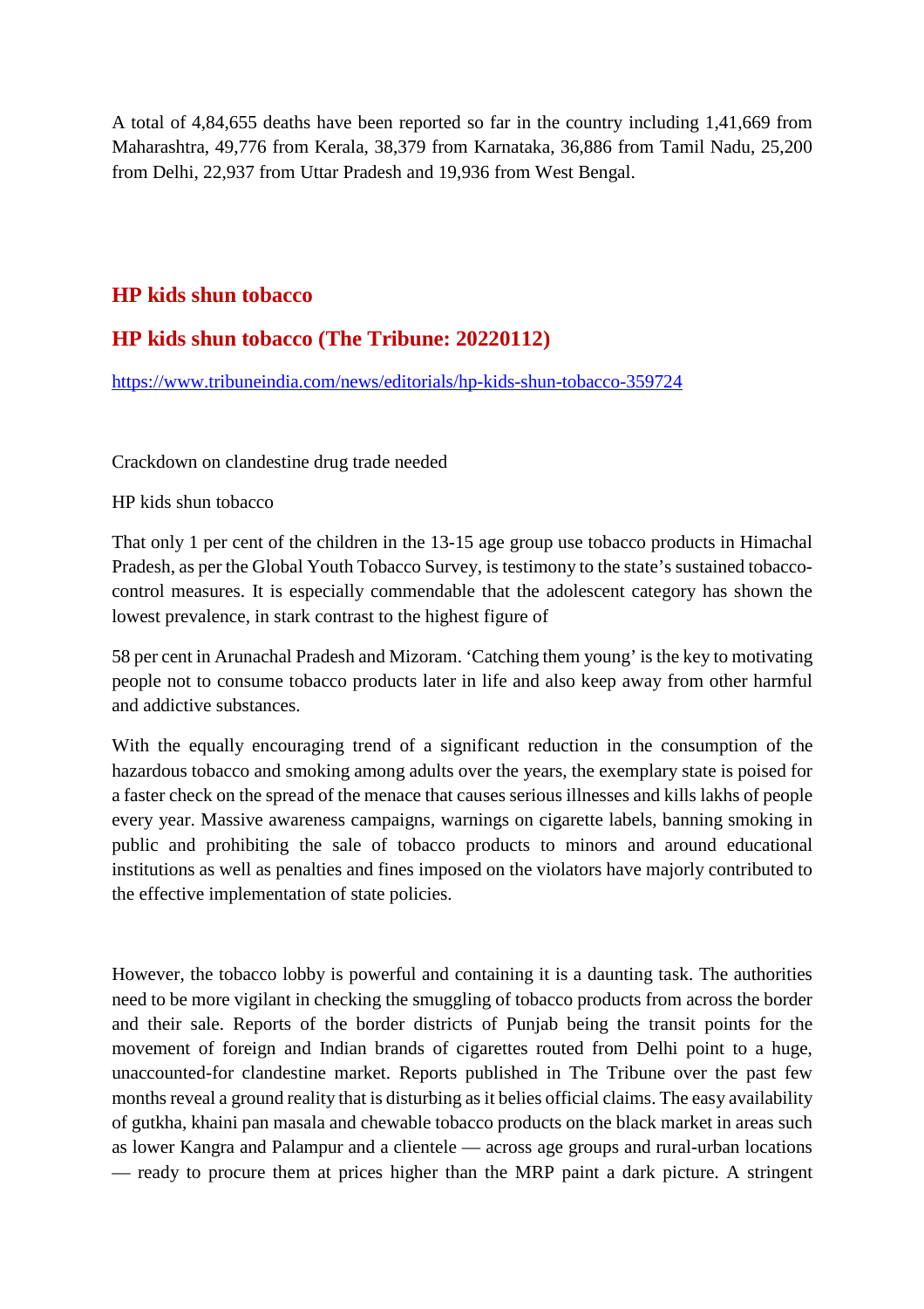A total of 4,84,655 deaths have been reported so far in the country including 1,41,669 from Maharashtra, 49,776 from Kerala, 38,379 from Karnataka, 36,886 from Tamil Nadu, 25,200 from Delhi, 22,937 from Uttar Pradesh and 19,936 from West Bengal.

## HP kids shun tobacco

## HP kids shun tobacco (The Tribune: 20220112)

https://www.tribuneindia.com/news/editorials/hp-kids-shun-tobacco-359724

Crackdown on clandestine drug trade needed

HP kids shun tobacco

That only 1 per cent of the children in the 13-15 age group use tobacco products in Himachal Pradesh, as per the Global Youth Tobacco Survey, is testimony to the state's sustained tobacco-control measures. It is especially commendable that the adolescent category has shown the lowest prevalence, in stark contrast to the highest figure of

58 per cent in Arunachal Pradesh and Mizoram. 'Catching them young' is the key to motivating people not to consume tobacco products later in life and also keep away from other harmful and addictive substances.

With the equally encouraging trend of a significant reduction in the consumption of the hazardous tobacco and smoking among adults over the years, the exemplary state is poised for a faster check on the spread of the menace that causes serious illnesses and kills lakhs of people every year. Massive awareness campaigns, warnings on cigarette labels, banning smoking in public and prohibiting the sale of tobacco products to minors and around educational institutions as well as penalties and fines imposed on the violators have majorly contributed to the effective implementation of state policies.

However, the tobacco lobby is powerful and containing it is a daunting task. The authorities need to be more vigilant in checking the smuggling of tobacco products from across the border and their sale. Reports of the border districts of Punjab being the transit points for the movement of foreign and Indian brands of cigarettes routed from Delhi point to a huge, unaccounted-for clandestine market. Reports published in The Tribune over the past few months reveal a ground reality that is disturbing as it belies official claims. The easy availability of gutkha, khaini pan masala and chewable tobacco products on the black market in areas such as lower Kangra and Palampur and a clientele — across age groups and rural-urban locations — ready to procure them at prices higher than the MRP paint a dark picture. A stringent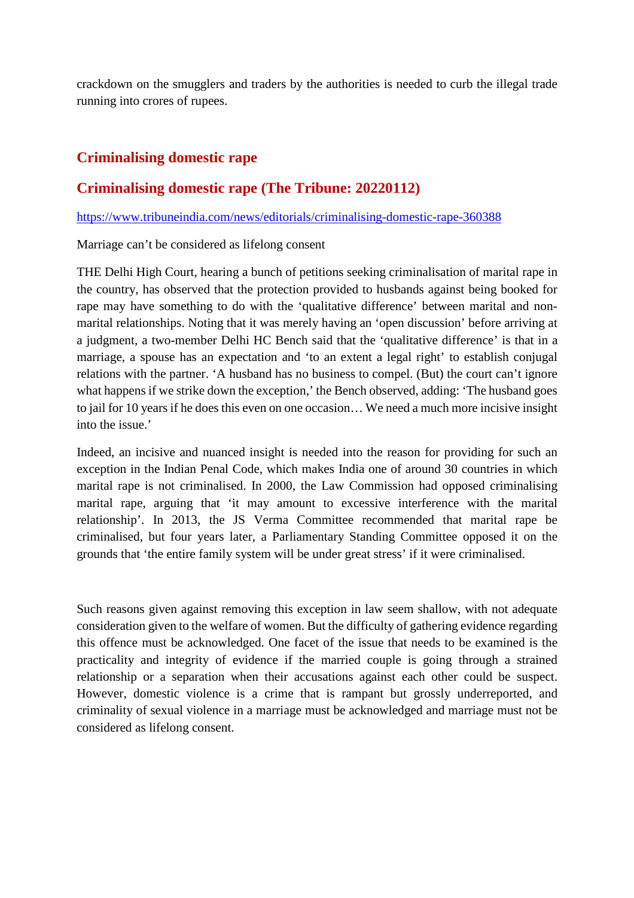crackdown on the smugglers and traders by the authorities is needed to curb the illegal trade running into crores of rupees.

## Criminalising domestic rape

## Criminalising domestic rape (The Tribune: 20220112)

https://www.tribuneindia.com/news/editorials/criminalising-domestic-rape-360388

Marriage can't be considered as lifelong consent

THE Delhi High Court, hearing a bunch of petitions seeking criminalisation of marital rape in the country, has observed that the protection provided to husbands against being booked for rape may have something to do with the 'qualitative difference' between marital and non-marital relationships. Noting that it was merely having an 'open discussion' before arriving at a judgment, a two-member Delhi HC Bench said that the 'qualitative difference' is that in a marriage, a spouse has an expectation and 'to an extent a legal right' to establish conjugal relations with the partner. 'A husband has no business to compel. (But) the court can't ignore what happens if we strike down the exception,' the Bench observed, adding: 'The husband goes to jail for 10 years if he does this even on one occasion… We need a much more incisive insight into the issue.'

Indeed, an incisive and nuanced insight is needed into the reason for providing for such an exception in the Indian Penal Code, which makes India one of around 30 countries in which marital rape is not criminalised. In 2000, the Law Commission had opposed criminalising marital rape, arguing that 'it may amount to excessive interference with the marital relationship'. In 2013, the JS Verma Committee recommended that marital rape be criminalised, but four years later, a Parliamentary Standing Committee opposed it on the grounds that 'the entire family system will be under great stress' if it were criminalised.

Such reasons given against removing this exception in law seem shallow, with not adequate consideration given to the welfare of women. But the difficulty of gathering evidence regarding this offence must be acknowledged. One facet of the issue that needs to be examined is the practicality and integrity of evidence if the married couple is going through a strained relationship or a separation when their accusations against each other could be suspect. However, domestic violence is a crime that is rampant but grossly underreported, and criminality of sexual violence in a marriage must be acknowledged and marriage must not be considered as lifelong consent.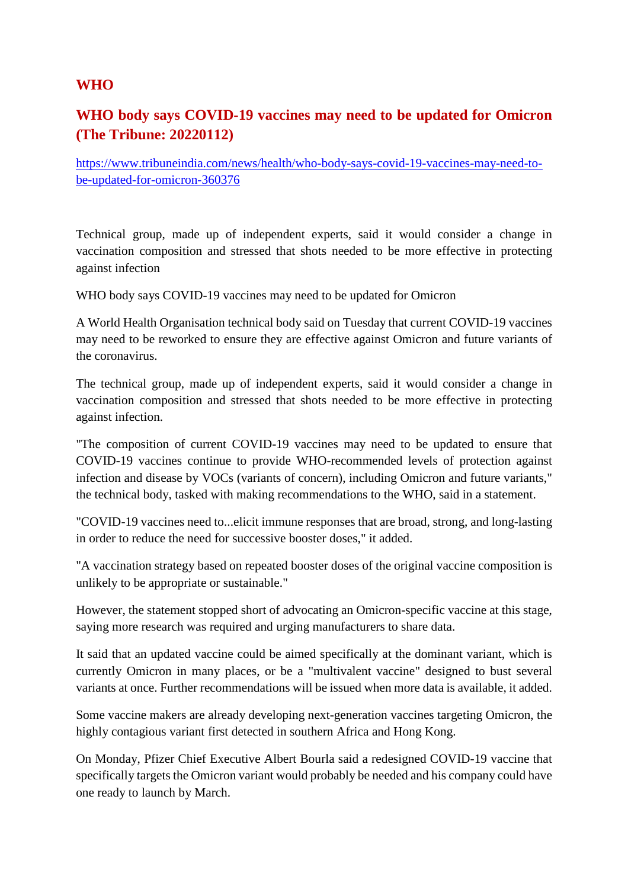## WHO

## WHO body says COVID-19 vaccines may need to be updated for Omicron (The Tribune: 20220112)

https://www.tribuneindia.com/news/health/who-body-says-covid-19-vaccines-may-need-to-be-updated-for-omicron-360376

Technical group, made up of independent experts, said it would consider a change in vaccination composition and stressed that shots needed to be more effective in protecting against infection

WHO body says COVID-19 vaccines may need to be updated for Omicron

A World Health Organisation technical body said on Tuesday that current COVID-19 vaccines may need to be reworked to ensure they are effective against Omicron and future variants of the coronavirus.

The technical group, made up of independent experts, said it would consider a change in vaccination composition and stressed that shots needed to be more effective in protecting against infection.

"The composition of current COVID-19 vaccines may need to be updated to ensure that COVID-19 vaccines continue to provide WHO-recommended levels of protection against infection and disease by VOCs (variants of concern), including Omicron and future variants," the technical body, tasked with making recommendations to the WHO, said in a statement.

"COVID-19 vaccines need to...elicit immune responses that are broad, strong, and long-lasting in order to reduce the need for successive booster doses," it added.

"A vaccination strategy based on repeated booster doses of the original vaccine composition is unlikely to be appropriate or sustainable."

However, the statement stopped short of advocating an Omicron-specific vaccine at this stage, saying more research was required and urging manufacturers to share data.

It said that an updated vaccine could be aimed specifically at the dominant variant, which is currently Omicron in many places, or be a "multivalent vaccine" designed to bust several variants at once. Further recommendations will be issued when more data is available, it added.

Some vaccine makers are already developing next-generation vaccines targeting Omicron, the highly contagious variant first detected in southern Africa and Hong Kong.

On Monday, Pfizer Chief Executive Albert Bourla said a redesigned COVID-19 vaccine that specifically targets the Omicron variant would probably be needed and his company could have one ready to launch by March.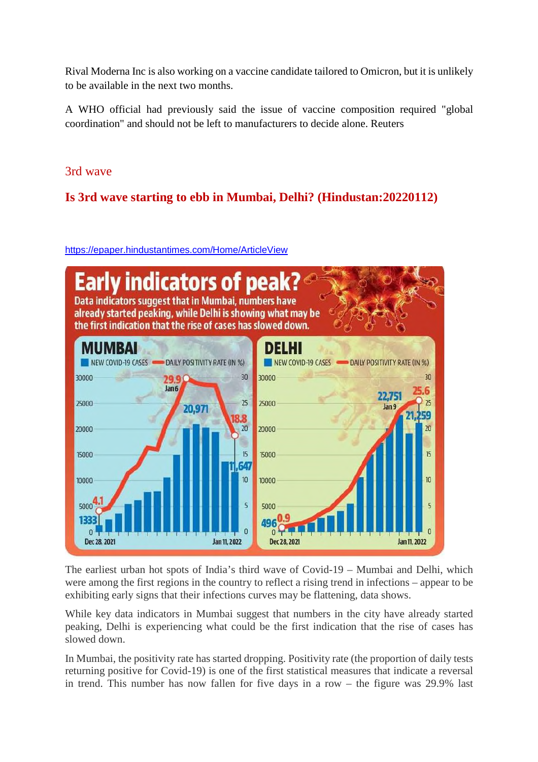Rival Moderna Inc is also working on a vaccine candidate tailored to Omicron, but it is unlikely to be available in the next two months.

A WHO official had previously said the issue of vaccine composition required "global coordination" and should not be left to manufacturers to decide alone. Reuters

## 3rd wave

## Is 3rd wave starting to ebb in Mumbai, Delhi? (Hindustan:20220112)

https://epaper.hindustantimes.com/Home/ArticleView

The earliest urban hot spots of India's third wave of Covid-19 – Mumbai and Delhi, which were among the first regions in the country to reflect a rising trend in infections – appear to be exhibiting early signs that their infections curves may be flattening, data shows.

While key data indicators in Mumbai suggest that numbers in the city have already started peaking, Delhi is experiencing what could be the first indication that the rise of cases has slowed down.

In Mumbai, the positivity rate has started dropping. Positivity rate (the proportion of daily tests returning positive for Covid-19) is one of the first statistical measures that indicate a reversal in trend. This number has now fallen for five days in a row – the figure was 29.9% last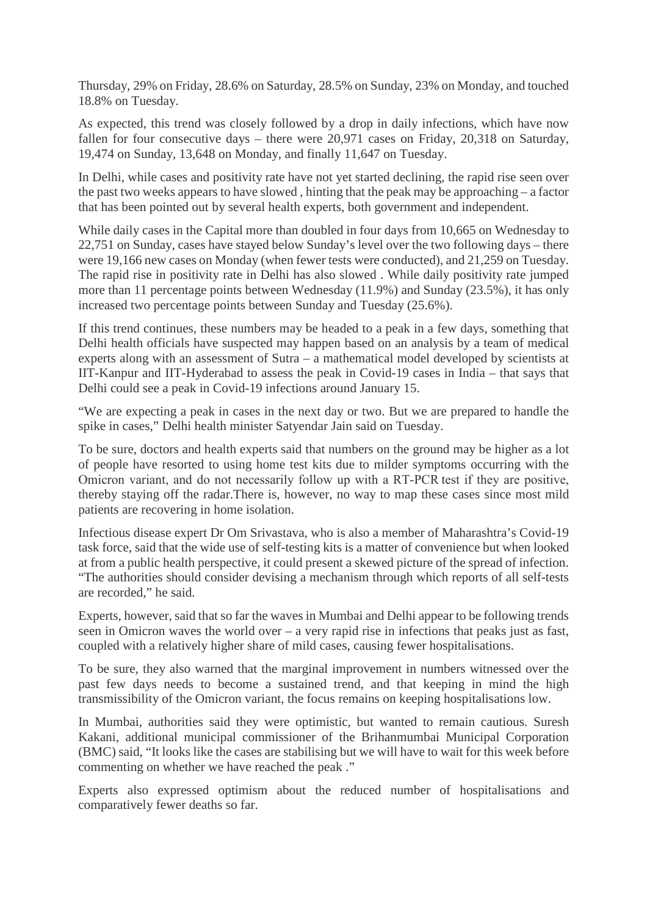Thursday, 29% on Friday, 28.6% on Saturday, 28.5% on Sunday, 23% on Monday, and touched 18.8% on Tuesday.

As expected, this trend was closely followed by a drop in daily infections, which have now fallen for four consecutive days – there were 20,971 cases on Friday, 20,318 on Saturday, 19,474 on Sunday, 13,648 on Monday, and finally 11,647 on Tuesday.

In Delhi, while cases and positivity rate have not yet started declining, the rapid rise seen over the past two weeks appears to have slowed , hinting that the peak may be approaching – a factor that has been pointed out by several health experts, both government and independent.

While daily cases in the Capital more than doubled in four days from 10,665 on Wednesday to 22,751 on Sunday, cases have stayed below Sunday's level over the two following days – there were 19,166 new cases on Monday (when fewer tests were conducted), and 21,259 on Tuesday. The rapid rise in positivity rate in Delhi has also slowed . While daily positivity rate jumped more than 11 percentage points between Wednesday (11.9%) and Sunday (23.5%), it has only increased two percentage points between Sunday and Tuesday (25.6%).

If this trend continues, these numbers may be headed to a peak in a few days, something that Delhi health officials have suspected may happen based on an analysis by a team of medical experts along with an assessment of Sutra – a mathematical model developed by scientists at IIT-Kanpur and IIT-Hyderabad to assess the peak in Covid-19 cases in India – that says that Delhi could see a peak in Covid-19 infections around January 15.

"We are expecting a peak in cases in the next day or two. But we are prepared to handle the spike in cases," Delhi health minister Satyendar Jain said on Tuesday.

To be sure, doctors and health experts said that numbers on the ground may be higher as a lot of people have resorted to using home test kits due to milder symptoms occurring with the Omicron variant, and do not necessarily follow up with a RT-PCR test if they are positive, thereby staying off the radar.There is, however, no way to map these cases since most mild patients are recovering in home isolation.

Infectious disease expert Dr Om Srivastava, who is also a member of Maharashtra's Covid-19 task force, said that the wide use of self-testing kits is a matter of convenience but when looked at from a public health perspective, it could present a skewed picture of the spread of infection. "The authorities should consider devising a mechanism through which reports of all self-tests are recorded," he said.

Experts, however, said that so far the waves in Mumbai and Delhi appear to be following trends seen in Omicron waves the world over – a very rapid rise in infections that peaks just as fast, coupled with a relatively higher share of mild cases, causing fewer hospitalisations.

To be sure, they also warned that the marginal improvement in numbers witnessed over the past few days needs to become a sustained trend, and that keeping in mind the high transmissibility of the Omicron variant, the focus remains on keeping hospitalisations low.

In Mumbai, authorities said they were optimistic, but wanted to remain cautious. Suresh Kakani, additional municipal commissioner of the Brihanmumbai Municipal Corporation (BMC) said, "It looks like the cases are stabilising but we will have to wait for this week before commenting on whether we have reached the peak ."

Experts also expressed optimism about the reduced number of hospitalisations and comparatively fewer deaths so far.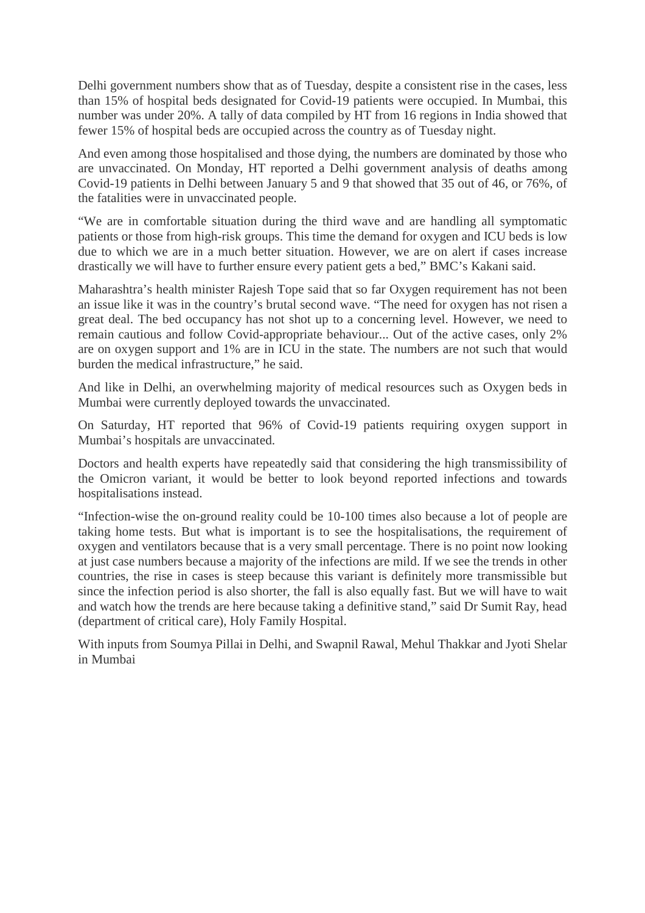Delhi government numbers show that as of Tuesday, despite a consistent rise in the cases, less than 15% of hospital beds designated for Covid-19 patients were occupied. In Mumbai, this number was under 20%. A tally of data compiled by HT from 16 regions in India showed that fewer 15% of hospital beds are occupied across the country as of Tuesday night.

And even among those hospitalised and those dying, the numbers are dominated by those who are unvaccinated. On Monday, HT reported a Delhi government analysis of deaths among Covid-19 patients in Delhi between January 5 and 9 that showed that 35 out of 46, or 76%, of the fatalities were in unvaccinated people.

"We are in comfortable situation during the third wave and are handling all symptomatic patients or those from high-risk groups. This time the demand for oxygen and ICU beds is low due to which we are in a much better situation. However, we are on alert if cases increase drastically we will have to further ensure every patient gets a bed," BMC's Kakani said.

Maharashtra's health minister Rajesh Tope said that so far Oxygen requirement has not been an issue like it was in the country's brutal second wave. "The need for oxygen has not risen a great deal. The bed occupancy has not shot up to a concerning level. However, we need to remain cautious and follow Covid-appropriate behaviour... Out of the active cases, only 2% are on oxygen support and 1% are in ICU in the state. The numbers are not such that would burden the medical infrastructure," he said.

And like in Delhi, an overwhelming majority of medical resources such as Oxygen beds in Mumbai were currently deployed towards the unvaccinated.

On Saturday, HT reported that 96% of Covid-19 patients requiring oxygen support in Mumbai's hospitals are unvaccinated.

Doctors and health experts have repeatedly said that considering the high transmissibility of the Omicron variant, it would be better to look beyond reported infections and towards hospitalisations instead.

"Infection-wise the on-ground reality could be 10-100 times also because a lot of people are taking home tests. But what is important is to see the hospitalisations, the requirement of oxygen and ventilators because that is a very small percentage. There is no point now looking at just case numbers because a majority of the infections are mild. If we see the trends in other countries, the rise in cases is steep because this variant is definitely more transmissible but since the infection period is also shorter, the fall is also equally fast. But we will have to wait and watch how the trends are here because taking a definitive stand," said Dr Sumit Ray, head (department of critical care), Holy Family Hospital.

With inputs from Soumya Pillai in Delhi, and Swapnil Rawal, Mehul Thakkar and Jyoti Shelar in Mumbai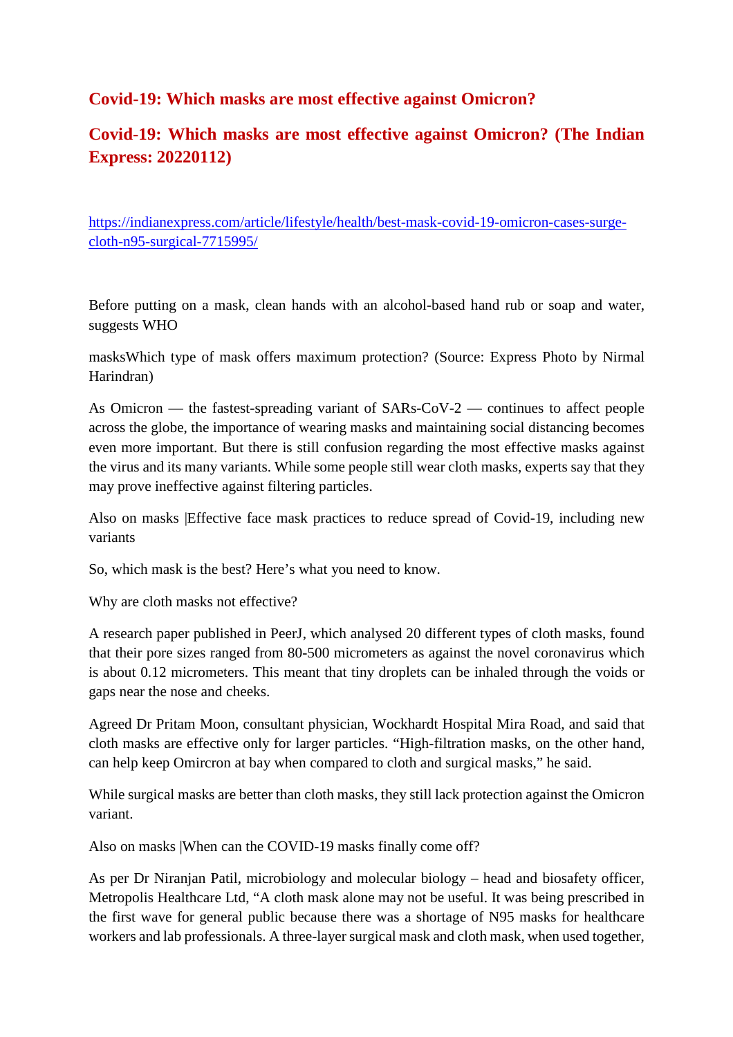## Covid-19: Which masks are most effective against Omicron?

## Covid-19: Which masks are most effective against Omicron? (The Indian Express: 20220112)

https://indianexpress.com/article/lifestyle/health/best-mask-covid-19-omicron-cases-surge-cloth-n95-surgical-7715995/

Before putting on a mask, clean hands with an alcohol-based hand rub or soap and water, suggests WHO

masksWhich type of mask offers maximum protection? (Source: Express Photo by Nirmal Harindran)

As Omicron — the fastest-spreading variant of SARs-CoV-2 — continues to affect people across the globe, the importance of wearing masks and maintaining social distancing becomes even more important. But there is still confusion regarding the most effective masks against the virus and its many variants. While some people still wear cloth masks, experts say that they may prove ineffective against filtering particles.

Also on masks |Effective face mask practices to reduce spread of Covid-19, including new variants

So, which mask is the best? Here's what you need to know.

Why are cloth masks not effective?

A research paper published in PeerJ, which analysed 20 different types of cloth masks, found that their pore sizes ranged from 80-500 micrometers as against the novel coronavirus which is about 0.12 micrometers. This meant that tiny droplets can be inhaled through the voids or gaps near the nose and cheeks.

Agreed Dr Pritam Moon, consultant physician, Wockhardt Hospital Mira Road, and said that cloth masks are effective only for larger particles. "High-filtration masks, on the other hand, can help keep Omircron at bay when compared to cloth and surgical masks," he said.

While surgical masks are better than cloth masks, they still lack protection against the Omicron variant.

Also on masks |When can the COVID-19 masks finally come off?

As per Dr Niranjan Patil, microbiology and molecular biology – head and biosafety officer, Metropolis Healthcare Ltd, "A cloth mask alone may not be useful. It was being prescribed in the first wave for general public because there was a shortage of N95 masks for healthcare workers and lab professionals. A three-layer surgical mask and cloth mask, when used together,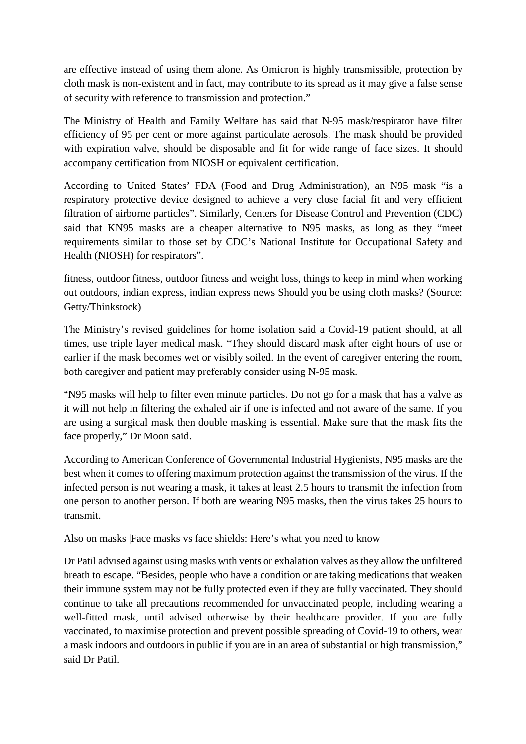are effective instead of using them alone. As Omicron is highly transmissible, protection by cloth mask is non-existent and in fact, may contribute to its spread as it may give a false sense of security with reference to transmission and protection."

The Ministry of Health and Family Welfare has said that N-95 mask/respirator have filter efficiency of 95 per cent or more against particulate aerosols. The mask should be provided with expiration valve, should be disposable and fit for wide range of face sizes. It should accompany certification from NIOSH or equivalent certification.

According to United States' FDA (Food and Drug Administration), an N95 mask "is a respiratory protective device designed to achieve a very close facial fit and very efficient filtration of airborne particles". Similarly, Centers for Disease Control and Prevention (CDC) said that KN95 masks are a cheaper alternative to N95 masks, as long as they "meet requirements similar to those set by CDC's National Institute for Occupational Safety and Health (NIOSH) for respirators".

fitness, outdoor fitness, outdoor fitness and weight loss, things to keep in mind when working out outdoors, indian express, indian express news Should you be using cloth masks? (Source: Getty/Thinkstock)

The Ministry's revised guidelines for home isolation said a Covid-19 patient should, at all times, use triple layer medical mask. "They should discard mask after eight hours of use or earlier if the mask becomes wet or visibly soiled. In the event of caregiver entering the room, both caregiver and patient may preferably consider using N-95 mask.

"N95 masks will help to filter even minute particles. Do not go for a mask that has a valve as it will not help in filtering the exhaled air if one is infected and not aware of the same. If you are using a surgical mask then double masking is essential. Make sure that the mask fits the face properly," Dr Moon said.

According to American Conference of Governmental Industrial Hygienists, N95 masks are the best when it comes to offering maximum protection against the transmission of the virus. If the infected person is not wearing a mask, it takes at least 2.5 hours to transmit the infection from one person to another person. If both are wearing N95 masks, then the virus takes 25 hours to transmit.

Also on masks |Face masks vs face shields: Here's what you need to know

Dr Patil advised against using masks with vents or exhalation valves as they allow the unfiltered breath to escape. "Besides, people who have a condition or are taking medications that weaken their immune system may not be fully protected even if they are fully vaccinated. They should continue to take all precautions recommended for unvaccinated people, including wearing a well-fitted mask, until advised otherwise by their healthcare provider. If you are fully vaccinated, to maximise protection and prevent possible spreading of Covid-19 to others, wear a mask indoors and outdoors in public if you are in an area of substantial or high transmission," said Dr Patil.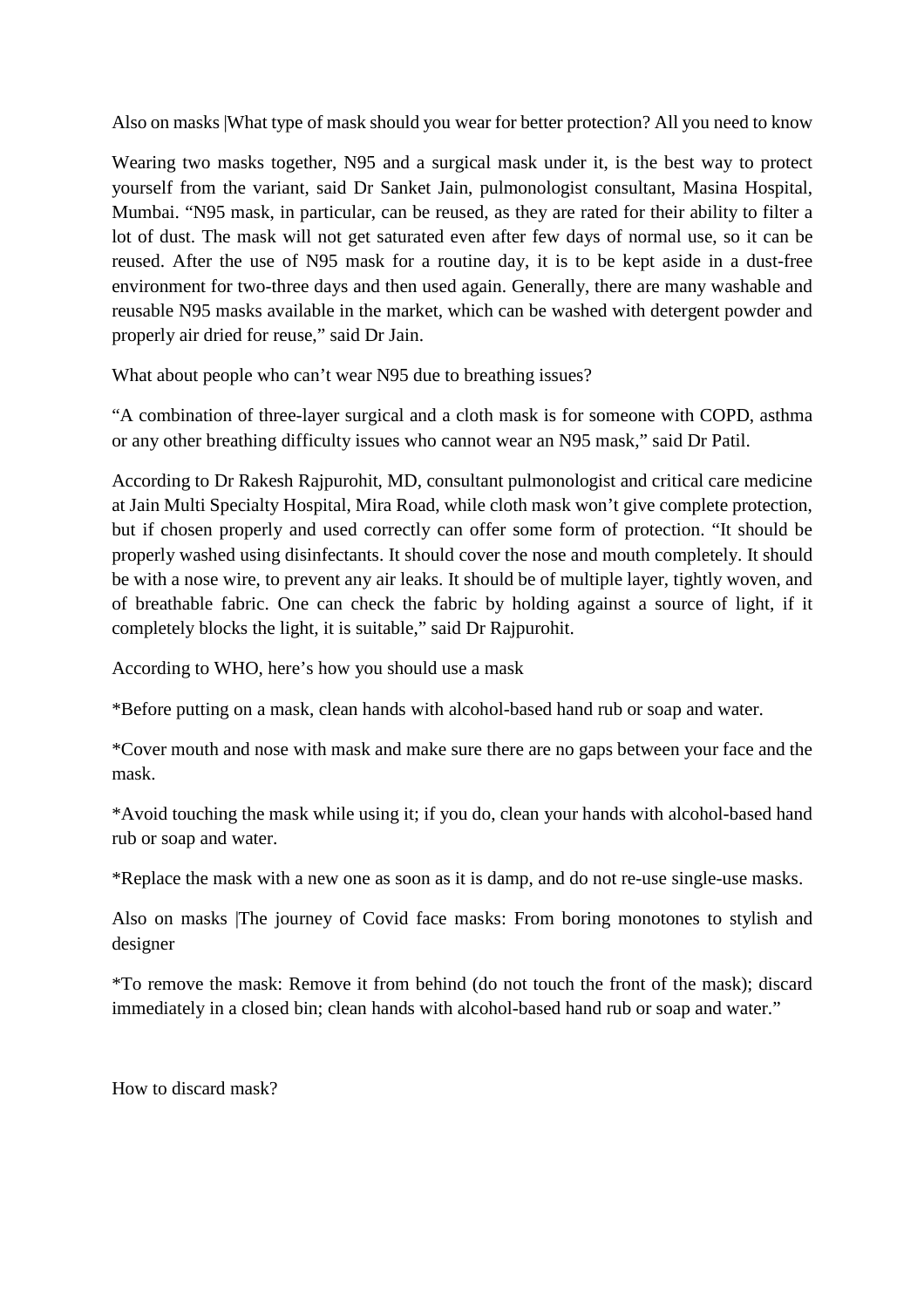Also on masks |What type of mask should you wear for better protection? All you need to know

Wearing two masks together, N95 and a surgical mask under it, is the best way to protect yourself from the variant, said Dr Sanket Jain, pulmonologist consultant, Masina Hospital, Mumbai. “N95 mask, in particular, can be reused, as they are rated for their ability to filter a lot of dust. The mask will not get saturated even after few days of normal use, so it can be reused. After the use of N95 mask for a routine day, it is to be kept aside in a dust-free environment for two-three days and then used again. Generally, there are many washable and reusable N95 masks available in the market, which can be washed with detergent powder and properly air dried for reuse,” said Dr Jain.

What about people who can’t wear N95 due to breathing issues?

“A combination of three-layer surgical and a cloth mask is for someone with COPD, asthma or any other breathing difficulty issues who cannot wear an N95 mask,” said Dr Patil.

According to Dr Rakesh Rajpurohit, MD, consultant pulmonologist and critical care medicine at Jain Multi Specialty Hospital, Mira Road, while cloth mask won’t give complete protection, but if chosen properly and used correctly can offer some form of protection. “It should be properly washed using disinfectants. It should cover the nose and mouth completely. It should be with a nose wire, to prevent any air leaks. It should be of multiple layer, tightly woven, and of breathable fabric. One can check the fabric by holding against a source of light, if it completely blocks the light, it is suitable,” said Dr Rajpurohit.

According to WHO, here’s how you should use a mask

*Before putting on a mask, clean hands with alcohol-based hand rub or soap and water.

*Cover mouth and nose with mask and make sure there are no gaps between your face and the mask.

*Avoid touching the mask while using it; if you do, clean your hands with alcohol-based hand rub or soap and water.

*Replace the mask with a new one as soon as it is damp, and do not re-use single-use masks.

Also on masks |The journey of Covid face masks: From boring monotones to stylish and designer

*To remove the mask: Remove it from behind (do not touch the front of the mask); discard immediately in a closed bin; clean hands with alcohol-based hand rub or soap and water.”

How to discard mask?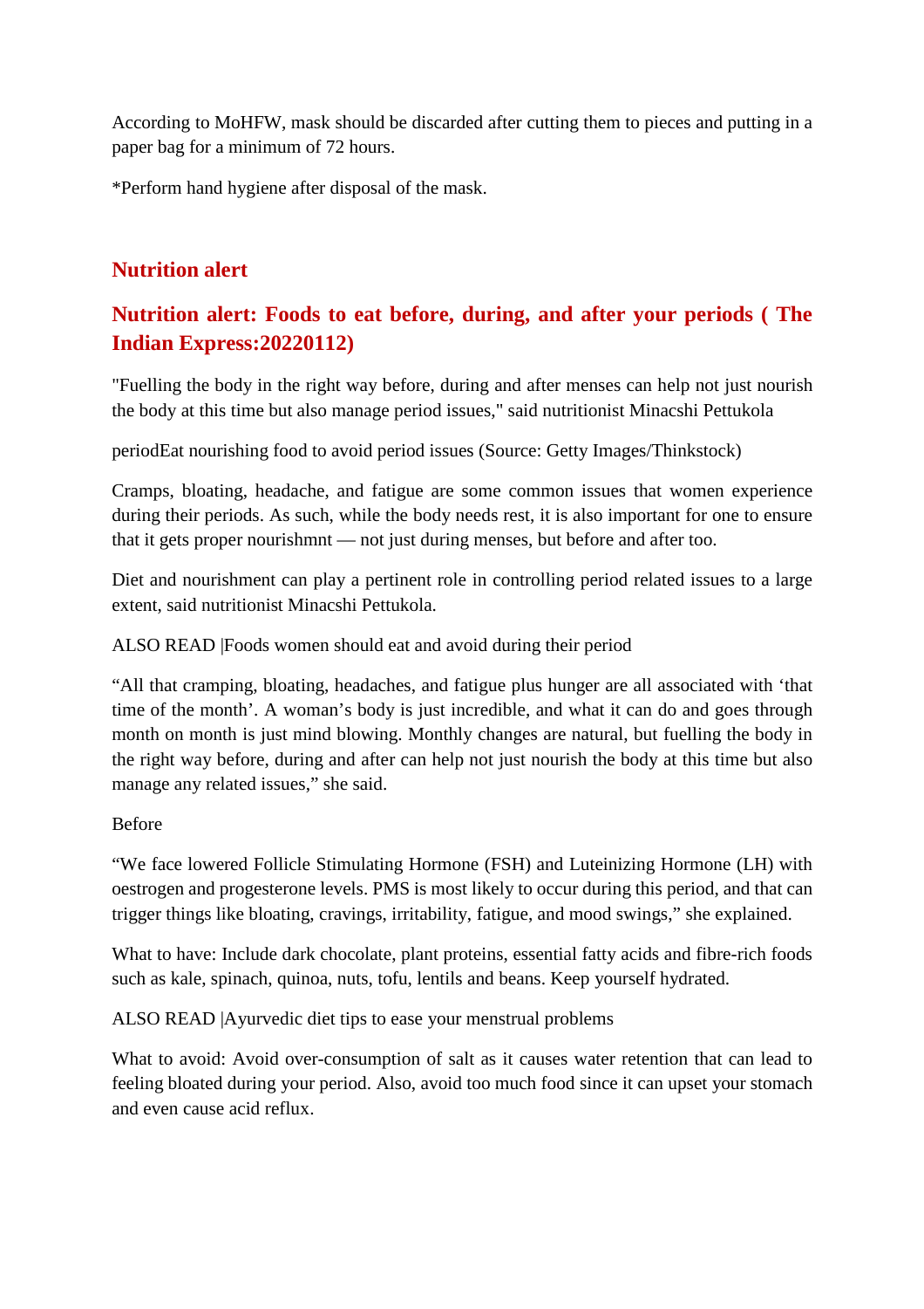According to MoHFW, mask should be discarded after cutting them to pieces and putting in a paper bag for a minimum of 72 hours.

*Perform hand hygiene after disposal of the mask.

## Nutrition alert

## Nutrition alert: Foods to eat before, during, and after your periods ( The Indian Express:20220112)

"Fuelling the body in the right way before, during and after menses can help not just nourish the body at this time but also manage period issues," said nutritionist Minacshi Pettukola

periodEat nourishing food to avoid period issues (Source: Getty Images/Thinkstock)

Cramps, bloating, headache, and fatigue are some common issues that women experience during their periods. As such, while the body needs rest, it is also important for one to ensure that it gets proper nourishmnt — not just during menses, but before and after too.

Diet and nourishment can play a pertinent role in controlling period related issues to a large extent, said nutritionist Minacshi Pettukola.

ALSO READ |Foods women should eat and avoid during their period

"All that cramping, bloating, headaches, and fatigue plus hunger are all associated with 'that time of the month'. A woman's body is just incredible, and what it can do and goes through month on month is just mind blowing. Monthly changes are natural, but fuelling the body in the right way before, during and after can help not just nourish the body at this time but also manage any related issues," she said.

Before

"We face lowered Follicle Stimulating Hormone (FSH) and Luteinizing Hormone (LH) with oestrogen and progesterone levels. PMS is most likely to occur during this period, and that can trigger things like bloating, cravings, irritability, fatigue, and mood swings," she explained.

What to have: Include dark chocolate, plant proteins, essential fatty acids and fibre-rich foods such as kale, spinach, quinoa, nuts, tofu, lentils and beans. Keep yourself hydrated.

ALSO READ |Ayurvedic diet tips to ease your menstrual problems

What to avoid: Avoid over-consumption of salt as it causes water retention that can lead to feeling bloated during your period. Also, avoid too much food since it can upset your stomach and even cause acid reflux.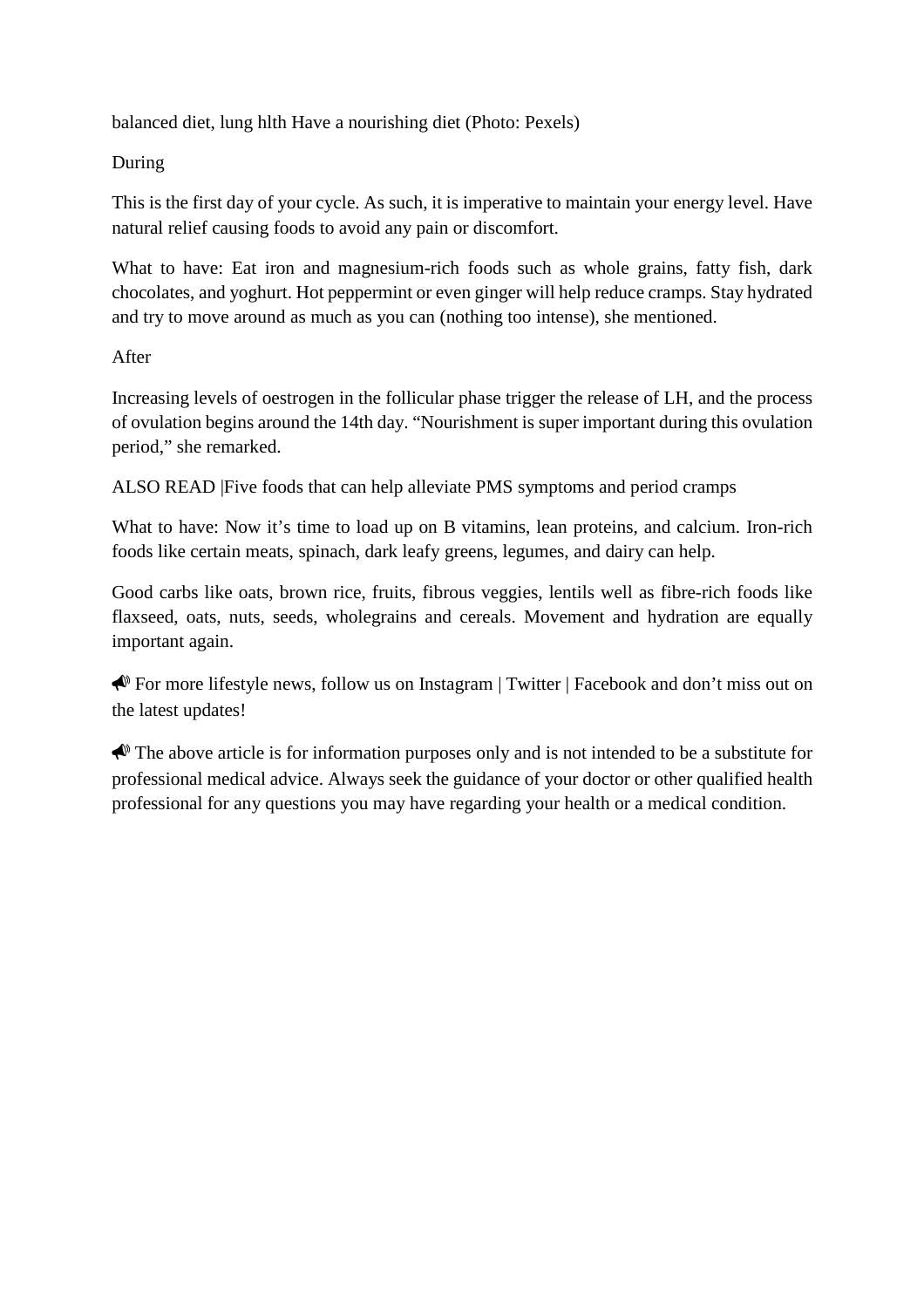balanced diet, lung hlth Have a nourishing diet (Photo: Pexels)

During

This is the first day of your cycle. As such, it is imperative to maintain your energy level. Have natural relief causing foods to avoid any pain or discomfort.

What to have: Eat iron and magnesium-rich foods such as whole grains, fatty fish, dark chocolates, and yoghurt. Hot peppermint or even ginger will help reduce cramps. Stay hydrated and try to move around as much as you can (nothing too intense), she mentioned.

After

Increasing levels of oestrogen in the follicular phase trigger the release of LH, and the process of ovulation begins around the 14th day. “Nourishment is super important during this ovulation period,” she remarked.

ALSO READ |Five foods that can help alleviate PMS symptoms and period cramps

What to have: Now it’s time to load up on B vitamins, lean proteins, and calcium. Iron-rich foods like certain meats, spinach, dark leafy greens, legumes, and dairy can help.

Good carbs like oats, brown rice, fruits, fibrous veggies, lentils well as fibre-rich foods like flaxseed, oats, nuts, seeds, wholegrains and cereals. Movement and hydration are equally important again.

📣 For more lifestyle news, follow us on Instagram | Twitter | Facebook and don’t miss out on the latest updates!

📣 The above article is for information purposes only and is not intended to be a substitute for professional medical advice. Always seek the guidance of your doctor or other qualified health professional for any questions you may have regarding your health or a medical condition.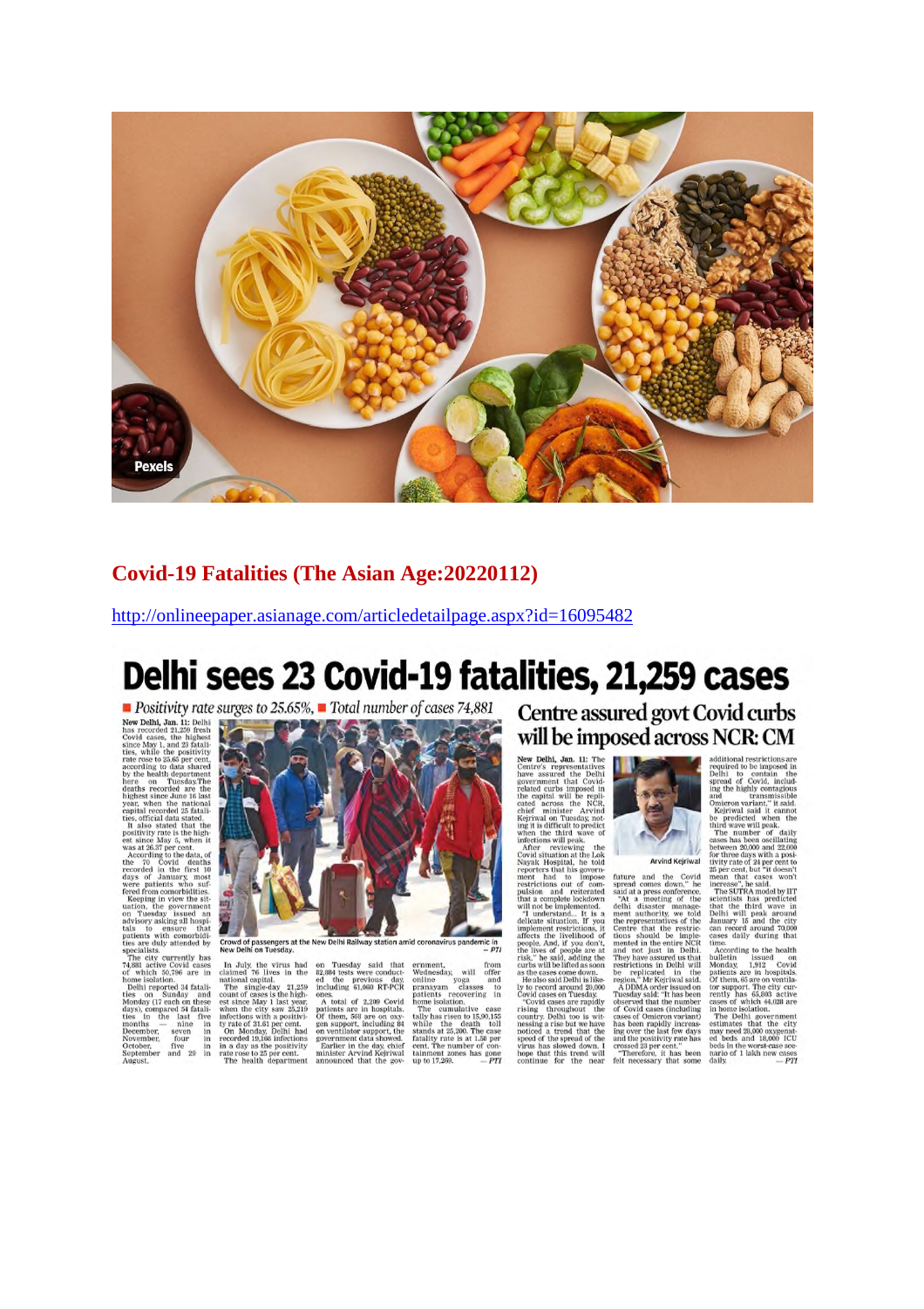## Covid-19 Fatalities (The Asian Age:20220112)

http://onlineepaper.asianage.com/articledetailpage.aspx?id=16095482

# Delhi sees 23 Covid-19 fatalities, 21,259 cases

*Positivity rate surges to 25.65%, Total number of cases 74,881*

New Delhi, Jan. 11: Delhi has recorded 21,259 fresh Covid cases, the highest since May 1, and 23 fatalities, while the positivity rate rose to 25.65 per cent, according to data shared by the health department here on Tuesday. The deaths recorded are the highest since June 16 last year, when the national capital recorded 25 fatalities, official data stated.

It also stated that the positivity rate is the highest since May 5, when it was at 26.37 per cent.

According to the data, of the 70 Covid deaths recorded in the first 10 days of January, most were patients who suffered from comorbidities.

Keeping in view the situation, the government on Tuesday issued an advisory asking all hospitals to ensure that patients with comorbidities are duly attended by specialists.

The city currently has 74,881 active Covid cases of which 50,796 are in home isolation.

Delhi reported 34 fatalities on Sunday and Monday (17 each on these days), compared 54 fatalities in the last five months — nine in December, seven in November, four in October, five in September and 29 in August.

In July, the virus had claimed 76 lives in the national capital.

The single-day 21,259 count of cases is the highest since May 1 last year, when the city saw 25,219 infections with a positivity rate of 31.61 per cent.

On Monday, Delhi had recorded 19,166 infections in a day as the positivity rate rose to 25 per cent.

The health department on Tuesday said that 82,884 tests were conducted the previous day, including 61,060 RT-PCR ones.

A total of 2,209 Covid patients are in hospitals. Of them, 368 are on oxygen support, including 84 on ventilator support, the government data showed.

Earlier in the day, chief minister Arvind Kejriwal announced that the government, from Wednesday, will offer online yoga and pranayam classes to patients recovering in home isolation.

The cumulative case tally has risen to 15,90,155 while the death toll stands at 25,200. The case fatality rate is at 1.58 per cent. The number of containment zones has gone up to 17,269. — *PTI*

Crowd of passengers at the New Delhi Railway station amid coronavirus pandemic in New Delhi on Tuesday. — *PTI*

## Centre assured govt Covid curbs will be imposed across NCR: CM

New Delhi, Jan. 11: The Centre's representatives have assured the Delhi government that Covid-related curbs imposed in the capital will be replicated across the NCR, chief minister Arvind Kejriwal on Tuesday, noting it is difficult to predict when the third wave of infections will peak.

After reviewing the Covid situation at the Lok Nayak Hospital, he told reporters that his government had to impose restrictions out of compulsion and reiterated that a complete lockdown will not be implemented.

"I understand... It is a delicate situation. If you implement restrictions, it affects the livelihood of people. And, if you don't, the lives of people are at risk," he said, adding the curbs will be lifted as soon as the cases come down.

He also said Delhi is likely to record around 20,000 Covid cases on Tuesday.

"Covid cases are rapidly rising throughout the country. Delhi too is witnessing a rise but we have noticed a trend that the speed of the spread of the virus has slowed down. I hope that this trend will continue for the near future and the Covid spread comes down," he said at a press conference.

"At a meeting of the delhi disaster management authority, we told the representatives of the Centre that the restrictions should be implemented in the entire NCR and not just in Delhi. They have assured us that restrictions in Delhi will be replicated in the region," Mr Kejriwal said.

Arvind Kejriwal

A DDMA order issued on Tuesday said: "It has been observed that the number of Covid cases (including cases of Omicron variant) has been rapidly increasing over the last few days and the positivity rate has crossed 23 per cent."

"Therefore, it has been felt necessary that some additional restrictions are required to be imposed in Delhi to contain the spread of Covid, including the highly contagious and transmissible Omicron variant," it said.

Kejriwal said it cannot be predicted when the third wave will peak.

The number of daily cases has been oscillating between 20,000 and 22,000 for three days with a positivity rate of 24 per cent to 25 per cent, but "it doesn't mean that cases won't increase", he said.

The SUTRA model by IIT scientists has predicted that the third wave in Delhi will peak around January 15 and the city can record around 70,000 cases daily during that time.

According to the health bulletin issued on Monday, 1,912 Covid patients are in hospitals. Of them, 65 are on ventilator support. The city currently has 65,803 active cases of which 44,028 are in home isolation.

The Delhi government estimates that the city may need 20,000 oxygenated beds and 18,000 ICU beds in the worst-case scenario of 1 lakh new cases daily. — *PTI*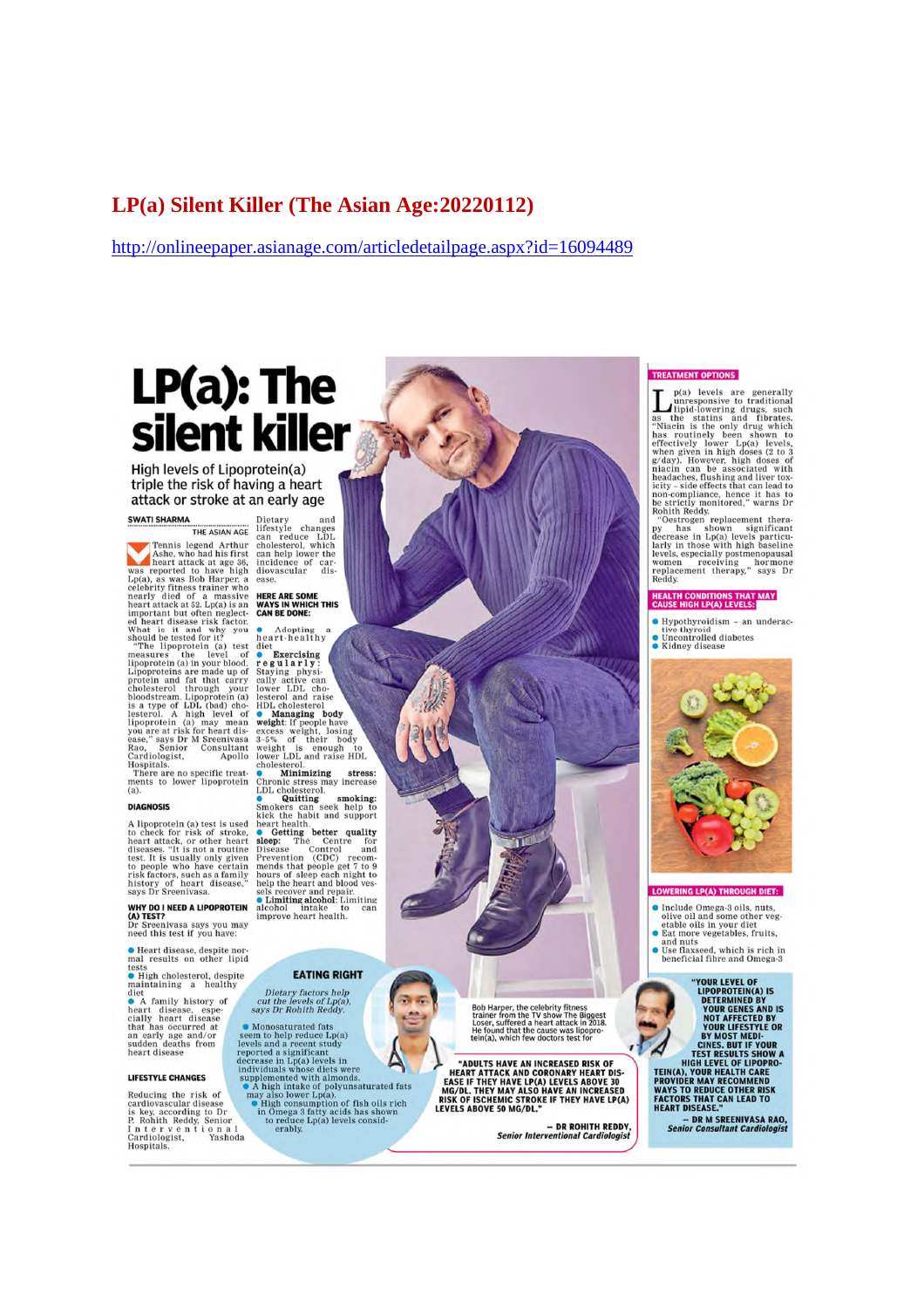# LP(a) Silent Killer (The Asian Age:20220112)

http://onlineepaper.asianage.com/articledetailpage.aspx?id=16094489

# LP(a): The silent killer

**High levels of Lipoprotein(a) triple the risk of having a heart attack or stroke at an early age**

SWATI SHARMA
THE ASIAN AGE

Tennis legend Arthur Ashe, who had his first heart attack at age 36, was reported to have high Lp(a), as was Bob Harper, a celebrity fitness trainer who nearly died of a massive heart attack at 52. Lp(a) is an important but often neglected heart disease risk factor. What is it and why you should be tested for it?

"The lipoprotein (a) test measures the level of lipoprotein (a) in your blood. Lipoproteins are made up of protein and fat that carry cholesterol through your bloodstream. Lipoprotein (a) is a type of LDL (bad) cholesterol. A high level of lipoprotein (a) may mean you are at risk for heart disease," says Dr M Sreenivasa Rao, Senior Consultant Cardiologist, Apollo Hospitals.

There are no specific treatments to lower lipoprotein (a).

## DIAGNOSIS

A lipoprotein (a) test is used to check for risk of stroke, heart attack, or other heart diseases. "It is not a routine test. It is usually only given to people who have certain risk factors, such as a family history of heart disease," says Dr Sreenivasa.

### WHY DO I NEED A LIPOPROTEIN (A) TEST?

Dr Sreenivasa says you may need this test if you have:

- Heart disease, despite normal results on other lipid tests
- High cholesterol, despite maintaining a healthy diet
- A family history of heart disease, especially heart disease that has occurred at an early age and/or sudden deaths from heart disease

## LIFESTYLE CHANGES

Reducing the risk of cardiovascular disease is key, according to Dr P. Rohith Reddy, Senior Interventional Cardiologist, Yashoda Hospitals.

Dietary and lifestyle changes can reduce LDL cholesterol, which can help lower the incidence of cardiovascular disease.

**HERE ARE SOME WAYS IN WHICH THIS CAN BE DONE:**

- Adopting a heart-healthy diet
- **Exercising regularly:** Staying physically active can lower LDL cholesterol and raise HDL cholesterol
- **Managing body weight:** If people have excess weight, losing 3-5% of their body weight is enough to lower LDL and raise HDL cholesterol.
- **Minimizing stress:** Chronic stress may increase LDL cholesterol.
- **Quitting smoking:** Smokers can seek help to kick the habit and support heart health.
- **Getting better quality sleep:** The Centre for Disease Control and Prevention (CDC) recommends that people get 7 to 9 hours of sleep each night to help the heart and blood vessels recover and repair.
- **Limiting alcohol:** Limiting alcohol intake to can improve heart health.

## EATING RIGHT

*Dietary factors help cut the levels of Lp(a), says Dr Rohith Reddy.*

- Monosaturated fats seem to help reduce Lp(a) levels and a recent study reported a significant decrease in Lp(a) levels in individuals whose diets were supplemented with almonds.
- A high intake of polyunsaturated fats may also lower Lp(a).
- High consumption of fish oils rich in Omega 3 fatty acids has shown to reduce Lp(a) levels considerably.

Bob Harper, the celebrity fitness trainer from the TV show The Biggest Loser, suffered a heart attack in 2018. He found that the cause was lipoprotein(a), which few doctors test for

**"ADULTS HAVE AN INCREASED RISK OF HEART ATTACK AND CORONARY HEART DISEASE IF THEY HAVE LP(A) LEVELS ABOVE 30 MG/DL. THEY MAY ALSO HAVE AN INCREASED RISK OF ISCHEMIC STROKE IF THEY HAVE LP(A) LEVELS ABOVE 50 MG/DL."**

— **DR ROHITH REDDY,** *Senior Interventional Cardiologist*

## TREATMENT OPTIONS

Lp(a) levels are generally unresponsive to traditional lipid-lowering drugs, such as the statins and fibrates. "Niacin is the only drug which has routinely been shown to effectively lower Lp(a) levels, when given in high doses (2 to 3 g/day). However, high doses of niacin can be associated with headaches, flushing and liver toxicity – side effects that can lead to non-compliance, hence it has to be strictly monitored," warns Dr Rohith Reddy.

"Oestrogen replacement therapy has shown significant decrease in Lp(a) levels particularly in those with high baseline levels, especially postmenopausal women receiving hormone replacement therapy," says Dr Reddy.

## HEALTH CONDITIONS THAT MAY CAUSE HIGH LP(A) LEVELS:

- Hypothyroidism – an underactive thyroid
- Uncontrolled diabetes
- Kidney disease

## LOWERING LP(A) THROUGH DIET:

- Include Omega-3 oils, nuts, olive oil and some other vegetable oils in your diet
- Eat more vegetables, fruits, and nuts
- Use flaxseed, which is rich in beneficial fibre and Omega-3

**"YOUR LEVEL OF LIPOPROTEIN(A) IS DETERMINED BY YOUR GENES AND IS NOT AFFECTED BY YOUR LIFESTYLE OR BY MOST MEDICINES. BUT IF YOUR TEST RESULTS SHOW A HIGH LEVEL OF LIPOPROTEIN(A), YOUR HEALTH CARE PROVIDER MAY RECOMMEND WAYS TO REDUCE OTHER RISK FACTORS THAT CAN LEAD TO HEART DISEASE."**

— **DR M SREENIVASA RAO,** *Senior Consultant Cardiologist*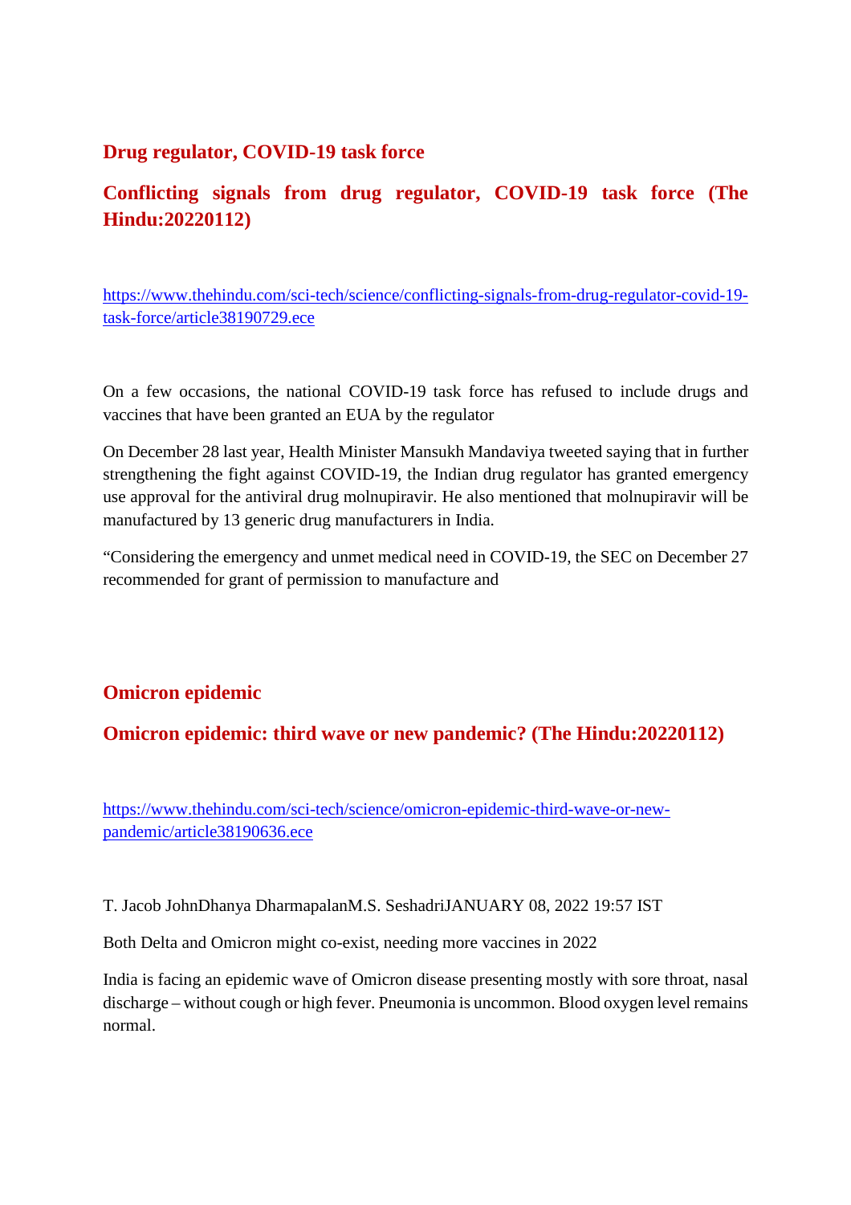## Drug regulator, COVID-19 task force

## Conflicting signals from drug regulator, COVID-19 task force (The Hindu:20220112)

https://www.thehindu.com/sci-tech/science/conflicting-signals-from-drug-regulator-covid-19-task-force/article38190729.ece

On a few occasions, the national COVID-19 task force has refused to include drugs and vaccines that have been granted an EUA by the regulator

On December 28 last year, Health Minister Mansukh Mandaviya tweeted saying that in further strengthening the fight against COVID-19, the Indian drug regulator has granted emergency use approval for the antiviral drug molnupiravir. He also mentioned that molnupiravir will be manufactured by 13 generic drug manufacturers in India.

"Considering the emergency and unmet medical need in COVID-19, the SEC on December 27 recommended for grant of permission to manufacture and

## Omicron epidemic

## Omicron epidemic: third wave or new pandemic? (The Hindu:20220112)

https://www.thehindu.com/sci-tech/science/omicron-epidemic-third-wave-or-new-pandemic/article38190636.ece

T. Jacob JohnDhanya DharmapalanM.S. SeshadriJANUARY 08, 2022 19:57 IST

Both Delta and Omicron might co-exist, needing more vaccines in 2022

India is facing an epidemic wave of Omicron disease presenting mostly with sore throat, nasal discharge – without cough or high fever. Pneumonia is uncommon. Blood oxygen level remains normal.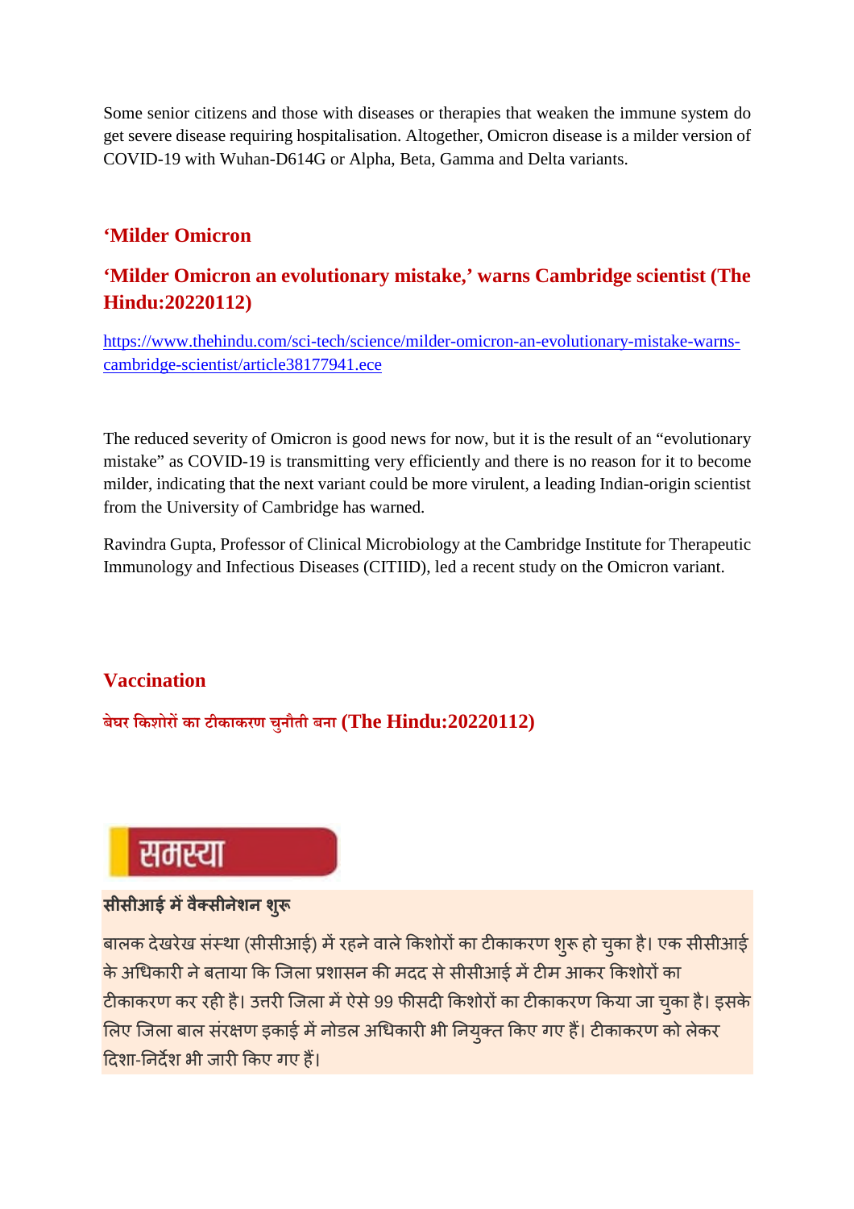Some senior citizens and those with diseases or therapies that weaken the immune system do get severe disease requiring hospitalisation. Altogether, Omicron disease is a milder version of COVID-19 with Wuhan-D614G or Alpha, Beta, Gamma and Delta variants.

## 'Milder Omicron

### 'Milder Omicron an evolutionary mistake,' warns Cambridge scientist (The Hindu:20220112)

https://www.thehindu.com/sci-tech/science/milder-omicron-an-evolutionary-mistake-warns-cambridge-scientist/article38177941.ece

The reduced severity of Omicron is good news for now, but it is the result of an "evolutionary mistake" as COVID-19 is transmitting very efficiently and there is no reason for it to become milder, indicating that the next variant could be more virulent, a leading Indian-origin scientist from the University of Cambridge has warned.

Ravindra Gupta, Professor of Clinical Microbiology at the Cambridge Institute for Therapeutic Immunology and Infectious Diseases (CITIID), led a recent study on the Omicron variant.

## Vaccination

### बेघर किशोरों का टीकाकरण चुनौती बना (The Hindu:20220112)

**समस्या**

**सीसीआई में वैक्सीनेशन शुरू**

बालक देखरेख संस्था (सीसीआई) में रहने वाले किशोरों का टीकाकरण शुरू हो चुका है। एक सीसीआई के अधिकारी ने बताया कि जिला प्रशासन की मदद से सीसीआई में टीम आकर किशोरों का टीकाकरण कर रही है। उत्तरी जिला में ऐसे 99 फीसदी किशोरों का टीकाकरण किया जा चुका है। इसके लिए जिला बाल संरक्षण इकाई में नोडल अधिकारी भी नियुक्त किए गए हैं। टीकाकरण को लेकर दिशा-निर्देश भी जारी किए गए हैं।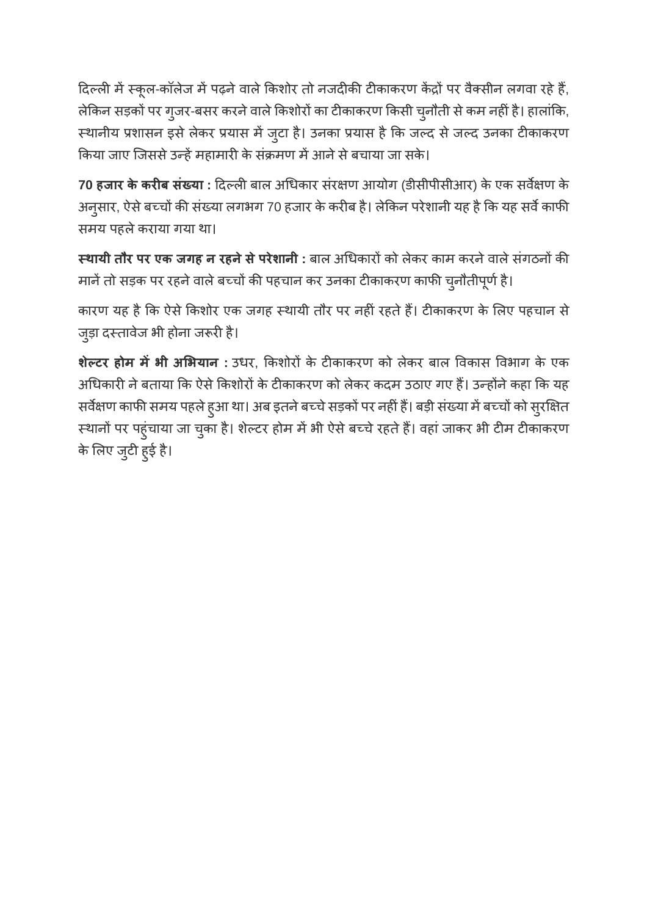दिल्ली में स्कूल-कॉलेज में पढ़ने वाले किशोर तो नजदीकी टीकाकरण केंद्रों पर वैक्सीन लगवा रहे हैं, लेकिन सड़कों पर गुजर-बसर करने वाले किशोरों का टीकाकरण किसी चुनौती से कम नहीं है। हालांकि, स्थानीय प्रशासन इसे लेकर प्रयास में जुटा है। उनका प्रयास है कि जल्द से जल्द उनका टीकाकरण किया जाए जिससे उन्हें महामारी के संक्रमण में आने से बचाया जा सके।

**70 हजार के करीब संख्या :** दिल्ली बाल अधिकार संरक्षण आयोग (डीसीपीसीआर) के एक सर्वेक्षण के अनुसार, ऐसे बच्चों की संख्या लगभग 70 हजार के करीब है। लेकिन परेशानी यह है कि यह सर्वे काफी समय पहले कराया गया था।

**स्थायी तौर पर एक जगह न रहने से परेशानी :** बाल अधिकारों को लेकर काम करने वाले संगठनों की मानें तो सड़क पर रहने वाले बच्चों की पहचान कर उनका टीकाकरण काफी चुनौतीपूर्ण है।

कारण यह है कि ऐसे किशोर एक जगह स्थायी तौर पर नहीं रहते हैं। टीकाकरण के लिए पहचान से जुड़ा दस्तावेज भी होना जरूरी है।

**शेल्टर होम में भी अभियान :** उधर, किशोरों के टीकाकरण को लेकर बाल विकास विभाग के एक अधिकारी ने बताया कि ऐसे किशोरों के टीकाकरण को लेकर कदम उठाए गए हैं। उन्होंने कहा कि यह सर्वेक्षण काफी समय पहले हुआ था। अब इतने बच्चे सड़कों पर नहीं हैं। बड़ी संख्या में बच्चों को सुरक्षित स्थानों पर पहुंचाया जा चुका है। शेल्टर होम में भी ऐसे बच्चे रहते हैं। वहां जाकर भी टीम टीकाकरण के लिए जुटी हुई है।